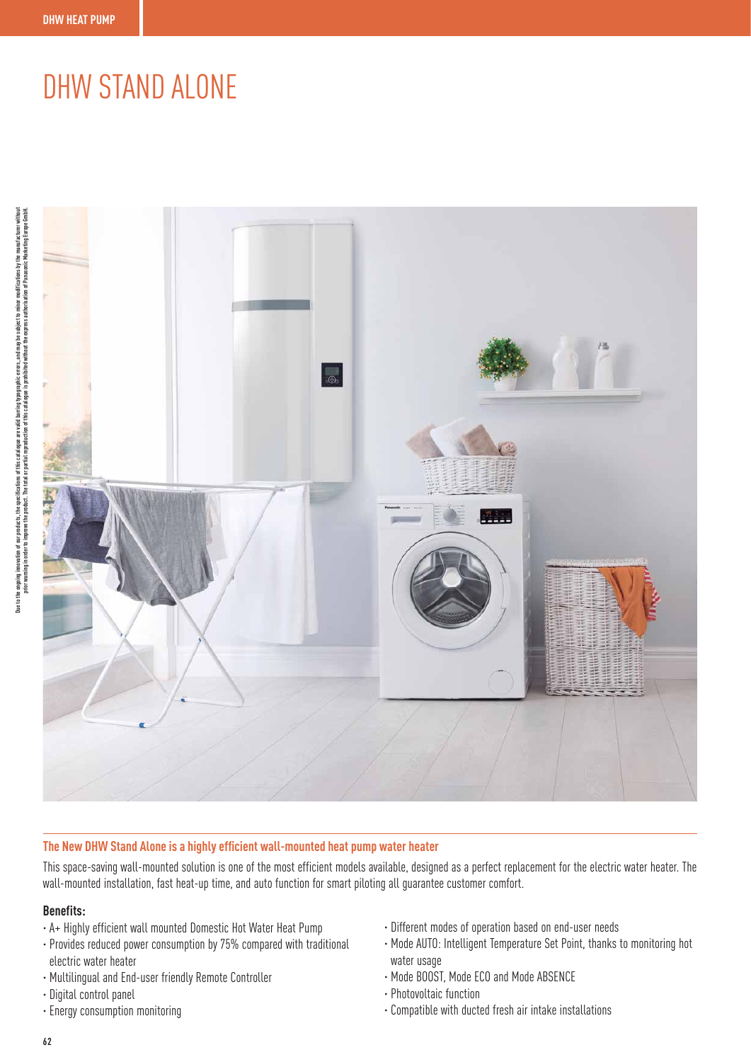# DHW STAND ALONE

### The New DHW Stand Alone is a highly efficient wall-mounted heat pump water heater

This space-saving wall-mounted solution is one of the most efficient models available, designed as a perfect replacement for the electric water heater. The wall-mounted installation, fast heat-up time, and auto function for smart piloting all guarantee customer comfort.

**Benefits:**

- A+ Highly efficient wall mounted Domestic Hot Water Heat Pump
- Provides reduced power consumption by 75% compared with traditional electric water heater
- Multilingual and End-user friendly Remote Controller
- Digital control panel
- Energy consumption monitoring
- Different modes of operation based on end-user needs
- Mode AUTO: Intelligent Temperature Set Point, thanks to monitoring hot water usage
- Mode BOOST, Mode ECO and Mode ABSENCE
- Photovoltaic function
- Compatible with ducted fresh air intake installations

Due to the ongoing innovation of our products, the specifications of this catalogue are valid barring typographic errors, and may be subject to minor modifications by the manufacturer without prior warning in order to improve the product. The total or partial reproduction of this catalogue is prohibited without the express authorisation of Panasonic Marketing Europe GmbH.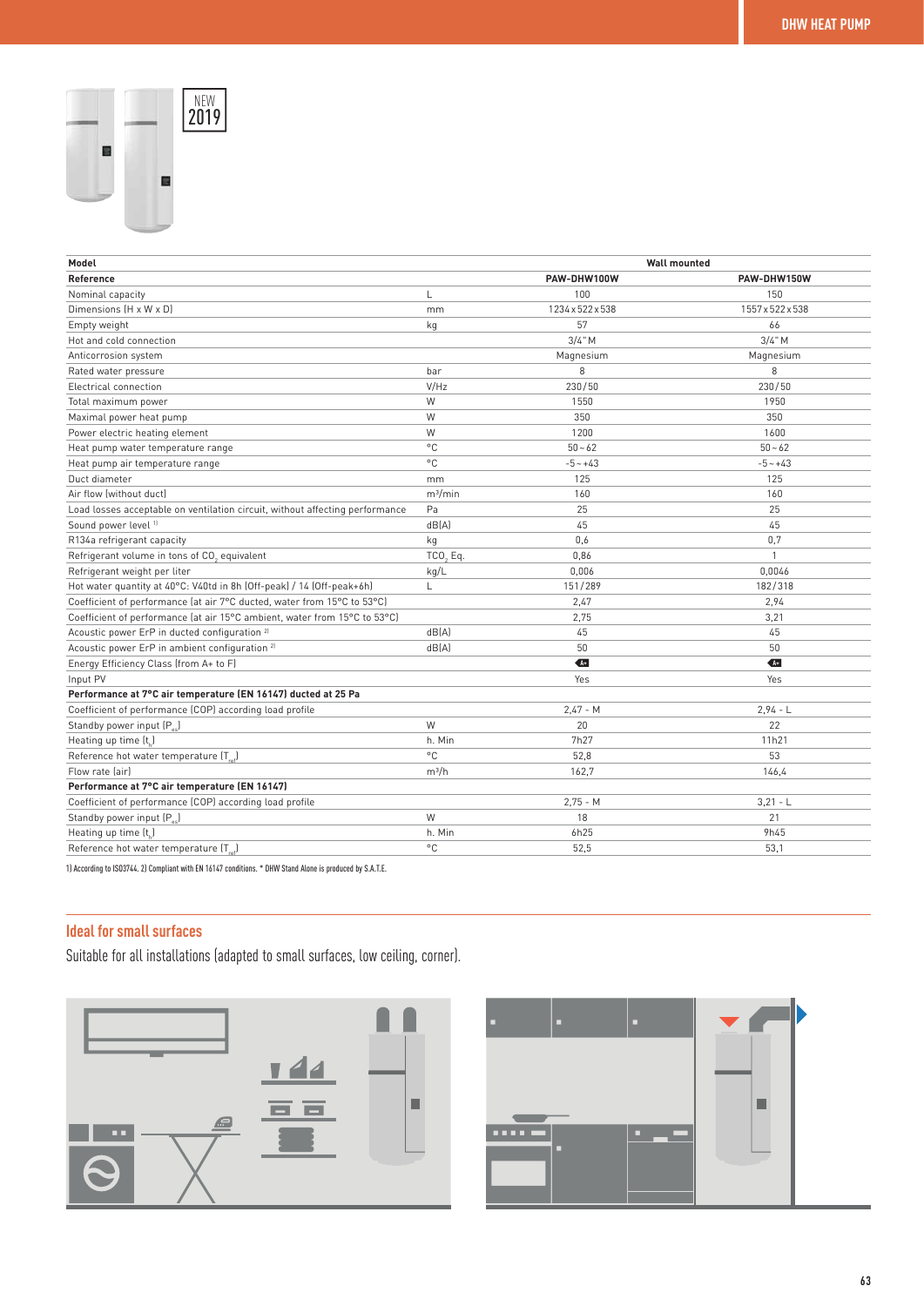NEW 2019

| Model | | Wall mounted | |
|---|---|---|---|
| Reference | | PAW-DHW100W | PAW-DHW150W |
| Nominal capacity | L | 100 | 150 |
| Dimensions (H x W x D) | mm | 1234 x 522 x 538 | 1557 x 522 x 538 |
| Empty weight | kg | 57 | 66 |
| Hot and cold connection | | 3/4" M | 3/4" M |
| Anticorrosion system | | Magnesium | Magnesium |
| Rated water pressure | bar | 8 | 8 |
| Electrical connection | V/Hz | 230/50 | 230/50 |
| Total maximum power | W | 1550 | 1950 |
| Maximal power heat pump | W | 350 | 350 |
| Power electric heating element | W | 1200 | 1600 |
| Heat pump water temperature range | °C | 50 ~ 62 | 50 ~ 62 |
| Heat pump air temperature range | °C | -5 ~ +43 | -5 ~ +43 |
| Duct diameter | mm | 125 | 125 |
| Air flow (without duct) | $m^3$/min | 160 | 160 |
| Load losses acceptable on ventilation circuit, without affecting performance | Pa | 25 | 25 |
| Sound power level [1] | dB(A) | 45 | 45 |
| R134a refrigerant capacity | kg | 0,6 | 0,7 |
| Refrigerant volume in tons of $CO_2$ equivalent | $TCO_2$ Eq. | 0,86 | 1 |
| Refrigerant weight per liter | kg/L | 0,006 | 0,0046 |
| Hot water quantity at 40°C: V40td in 8h (Off-peak) / 14 (Off-peak+6h) | L | 151/289 | 182/318 |
| Coefficient of performance (at air 7°C ducted, water from 15°C to 53°C) | | 2,47 | 2,94 |
| Coefficient of performance (at air 15°C ambient, water from 15°C to 53°C) | | 2,75 | 3,21 |
| Acoustic power ErP in ducted configuration [2] | dB(A) | 45 | 45 |
| Acoustic power ErP in ambient configuration [2] | dB(A) | 50 | 50 |
| Energy Efficiency Class (from A+ to F) | | A+ | A+ |
| Input PV | | Yes | Yes |
| **Performance at 7°C air temperature (EN 16147) ducted at 25 Pa** | | | |
| Coefficient of performance (COP) according load profile | | 2,47 - M | 2,94 - L |
| Standby power input ($P_{es}$) | W | 20 | 22 |
| Heating up time ($t_h$) | h. Min | 7h27 | 11h21 |
| Reference hot water temperature ($T_{ref}$) | °C | 52,8 | 53 |
| Flow rate (air) | $m^3$/h | 162,7 | 146,4 |
| **Performance at 7°C air temperature (EN 16147)** | | | |
| Coefficient of performance (COP) according load profile | | 2,75 - M | 3,21 - L |
| Standby power input ($P_{es}$) | W | 18 | 21 |
| Heating up time ($t_h$) | h. Min | 6h25 | 9h45 |
| Reference hot water temperature ($T_{ref}$) | °C | 52,5 | 53,1 |

1) According to ISO3744. 2) Compliant with EN 16147 conditions. * DHW Stand Alone is produced by S.A.T.E.

## Ideal for small surfaces

Suitable for all installations (adapted to small surfaces, low ceiling, corner).